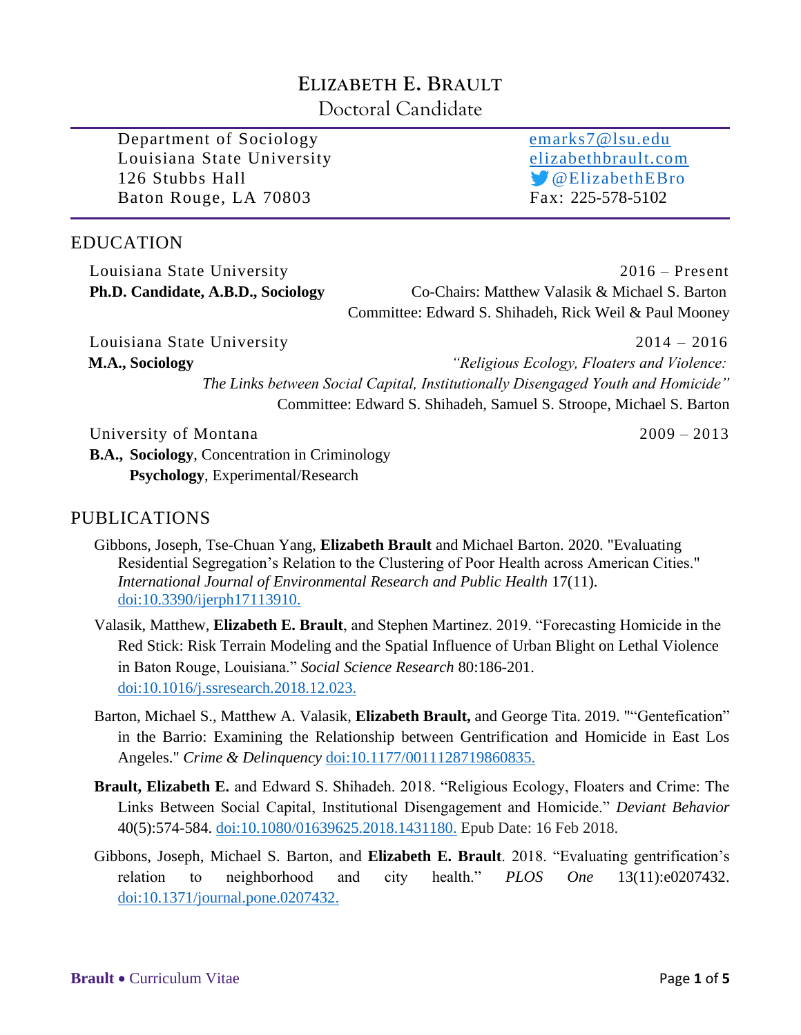# ELIZABETH E. BRAULT

Doctoral Candidate

Department of Sociology
Louisiana State University
126 Stubbs Hall
Baton Rouge, LA 70803

emarks7@lsu.edu
elizabethbrault.com
@ElizabethEBro
Fax: 225-578-5102

## EDUCATION

Louisiana State University — 2016 – Present
**Ph.D. Candidate, A.B.D., Sociology**
Co-Chairs: Matthew Valasik & Michael S. Barton
Committee: Edward S. Shihadeh, Rick Weil & Paul Mooney

Louisiana State University — 2014 – 2016
**M.A., Sociology**
*"Religious Ecology, Floaters and Violence: The Links between Social Capital, Institutionally Disengaged Youth and Homicide"*
Committee: Edward S. Shihadeh, Samuel S. Stroope, Michael S. Barton

University of Montana — 2009 – 2013
**B.A., Sociology**, Concentration in Criminology
**Psychology**, Experimental/Research

## PUBLICATIONS

Gibbons, Joseph, Tse-Chuan Yang, **Elizabeth Brault** and Michael Barton. 2020. "Evaluating Residential Segregation's Relation to the Clustering of Poor Health across American Cities." *International Journal of Environmental Research and Public Health* 17(11). doi:10.3390/ijerph17113910.

Valasik, Matthew, **Elizabeth E. Brault**, and Stephen Martinez. 2019. "Forecasting Homicide in the Red Stick: Risk Terrain Modeling and the Spatial Influence of Urban Blight on Lethal Violence in Baton Rouge, Louisiana." *Social Science Research* 80:186-201. doi:10.1016/j.ssresearch.2018.12.023.

Barton, Michael S., Matthew A. Valasik, **Elizabeth Brault,** and George Tita. 2019. ""Gentefication" in the Barrio: Examining the Relationship between Gentrification and Homicide in East Los Angeles." *Crime & Delinquency* doi:10.1177/0011128719860835.

**Brault, Elizabeth E.** and Edward S. Shihadeh. 2018. "Religious Ecology, Floaters and Crime: The Links Between Social Capital, Institutional Disengagement and Homicide." *Deviant Behavior* 40(5):574-584. doi:10.1080/01639625.2018.1431180. Epub Date: 16 Feb 2018.

Gibbons, Joseph, Michael S. Barton, and **Elizabeth E. Brault**. 2018. "Evaluating gentrification's relation to neighborhood and city health." *PLOS One* 13(11):e0207432. doi:10.1371/journal.pone.0207432.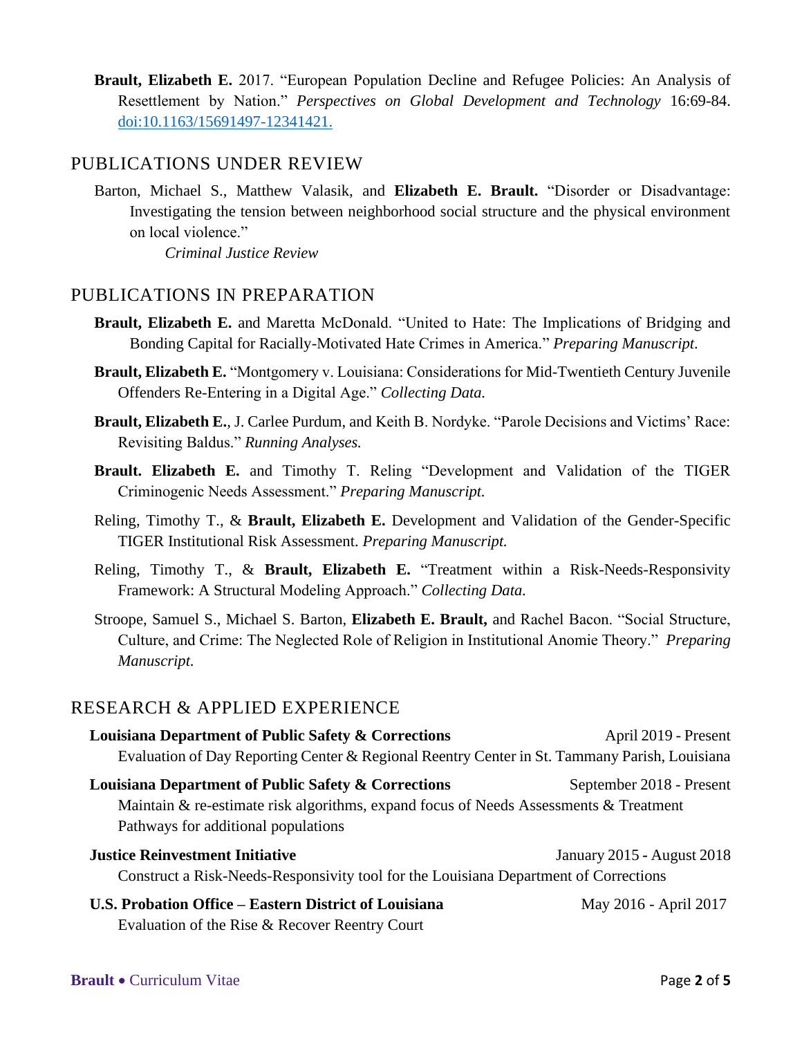**Brault, Elizabeth E.** 2017. "European Population Decline and Refugee Policies: An Analysis of Resettlement by Nation." *Perspectives on Global Development and Technology* 16:69-84. [doi:10.1163/15691497-12341421.](doi:10.1163/15691497-12341421.)

## PUBLICATIONS UNDER REVIEW

Barton, Michael S., Matthew Valasik, and **Elizabeth E. Brault.** "Disorder or Disadvantage: Investigating the tension between neighborhood social structure and the physical environment on local violence."
*Criminal Justice Review*

## PUBLICATIONS IN PREPARATION

**Brault, Elizabeth E.** and Maretta McDonald. "United to Hate: The Implications of Bridging and Bonding Capital for Racially-Motivated Hate Crimes in America." *Preparing Manuscript.*

**Brault, Elizabeth E.** "Montgomery v. Louisiana: Considerations for Mid-Twentieth Century Juvenile Offenders Re-Entering in a Digital Age." *Collecting Data.*

**Brault, Elizabeth E.**, J. Carlee Purdum, and Keith B. Nordyke. "Parole Decisions and Victims' Race: Revisiting Baldus." *Running Analyses.*

**Brault. Elizabeth E.** and Timothy T. Reling "Development and Validation of the TIGER Criminogenic Needs Assessment." *Preparing Manuscript.*

Reling, Timothy T., & **Brault, Elizabeth E.** Development and Validation of the Gender-Specific TIGER Institutional Risk Assessment. *Preparing Manuscript.*

Reling, Timothy T., & **Brault, Elizabeth E.** "Treatment within a Risk-Needs-Responsivity Framework: A Structural Modeling Approach." *Collecting Data.*

Stroope, Samuel S., Michael S. Barton, **Elizabeth E. Brault,** and Rachel Bacon. "Social Structure, Culture, and Crime: The Neglected Role of Religion in Institutional Anomie Theory." *Preparing Manuscript.*

## RESEARCH & APPLIED EXPERIENCE

**Louisiana Department of Public Safety & Corrections** — April 2019 - Present
Evaluation of Day Reporting Center & Regional Reentry Center in St. Tammany Parish, Louisiana

**Louisiana Department of Public Safety & Corrections** — September 2018 - Present
Maintain & re-estimate risk algorithms, expand focus of Needs Assessments & Treatment Pathways for additional populations

**Justice Reinvestment Initiative** — January 2015 - August 2018
Construct a Risk-Needs-Responsivity tool for the Louisiana Department of Corrections

**U.S. Probation Office – Eastern District of Louisiana** — May 2016 - April 2017
Evaluation of the Rise & Recover Reentry Court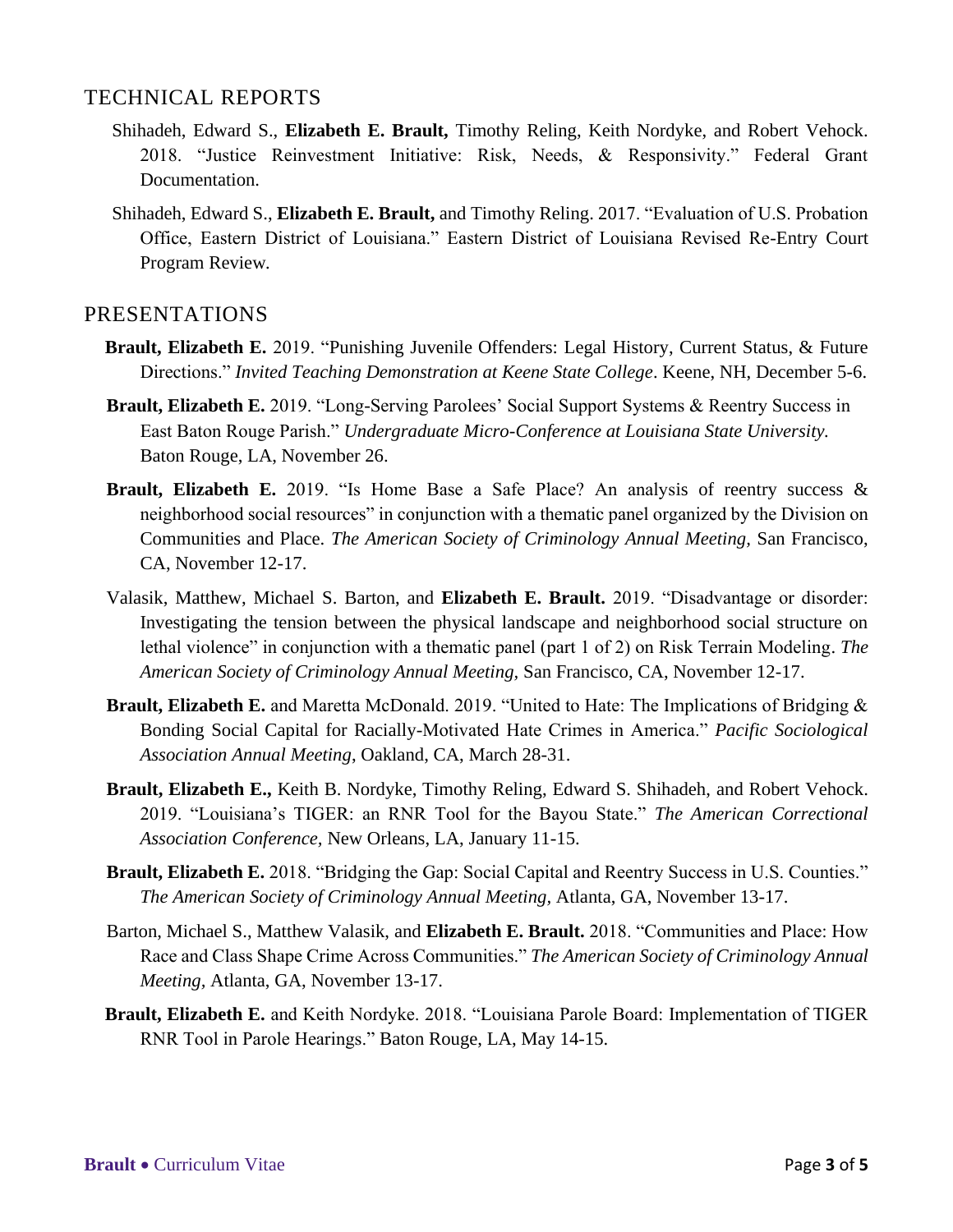## TECHNICAL REPORTS

Shihadeh, Edward S., **Elizabeth E. Brault,** Timothy Reling, Keith Nordyke, and Robert Vehock. 2018. "Justice Reinvestment Initiative: Risk, Needs, & Responsivity." Federal Grant Documentation.

Shihadeh, Edward S., **Elizabeth E. Brault,** and Timothy Reling. 2017. "Evaluation of U.S. Probation Office, Eastern District of Louisiana." Eastern District of Louisiana Revised Re-Entry Court Program Review.

## PRESENTATIONS

**Brault, Elizabeth E.** 2019. "Punishing Juvenile Offenders: Legal History, Current Status, & Future Directions." *Invited Teaching Demonstration at Keene State College*. Keene, NH, December 5-6.

**Brault, Elizabeth E.** 2019. "Long-Serving Parolees' Social Support Systems & Reentry Success in East Baton Rouge Parish." *Undergraduate Micro-Conference at Louisiana State University.* Baton Rouge, LA, November 26.

**Brault, Elizabeth E.** 2019. "Is Home Base a Safe Place? An analysis of reentry success & neighborhood social resources" in conjunction with a thematic panel organized by the Division on Communities and Place. *The American Society of Criminology Annual Meeting,* San Francisco, CA, November 12-17.

Valasik, Matthew, Michael S. Barton, and **Elizabeth E. Brault.** 2019. "Disadvantage or disorder: Investigating the tension between the physical landscape and neighborhood social structure on lethal violence" in conjunction with a thematic panel (part 1 of 2) on Risk Terrain Modeling. *The American Society of Criminology Annual Meeting,* San Francisco, CA, November 12-17.

**Brault, Elizabeth E.** and Maretta McDonald. 2019. "United to Hate: The Implications of Bridging & Bonding Social Capital for Racially-Motivated Hate Crimes in America." *Pacific Sociological Association Annual Meeting*, Oakland, CA, March 28-31.

**Brault, Elizabeth E.,** Keith B. Nordyke, Timothy Reling, Edward S. Shihadeh, and Robert Vehock. 2019. "Louisiana's TIGER: an RNR Tool for the Bayou State." *The American Correctional Association Conference,* New Orleans, LA, January 11-15.

**Brault, Elizabeth E.** 2018. "Bridging the Gap: Social Capital and Reentry Success in U.S. Counties." *The American Society of Criminology Annual Meeting,* Atlanta, GA, November 13-17.

Barton, Michael S., Matthew Valasik, and **Elizabeth E. Brault.** 2018. "Communities and Place: How Race and Class Shape Crime Across Communities." *The American Society of Criminology Annual Meeting,* Atlanta, GA, November 13-17.

**Brault, Elizabeth E.** and Keith Nordyke. 2018. "Louisiana Parole Board: Implementation of TIGER RNR Tool in Parole Hearings." Baton Rouge, LA, May 14-15.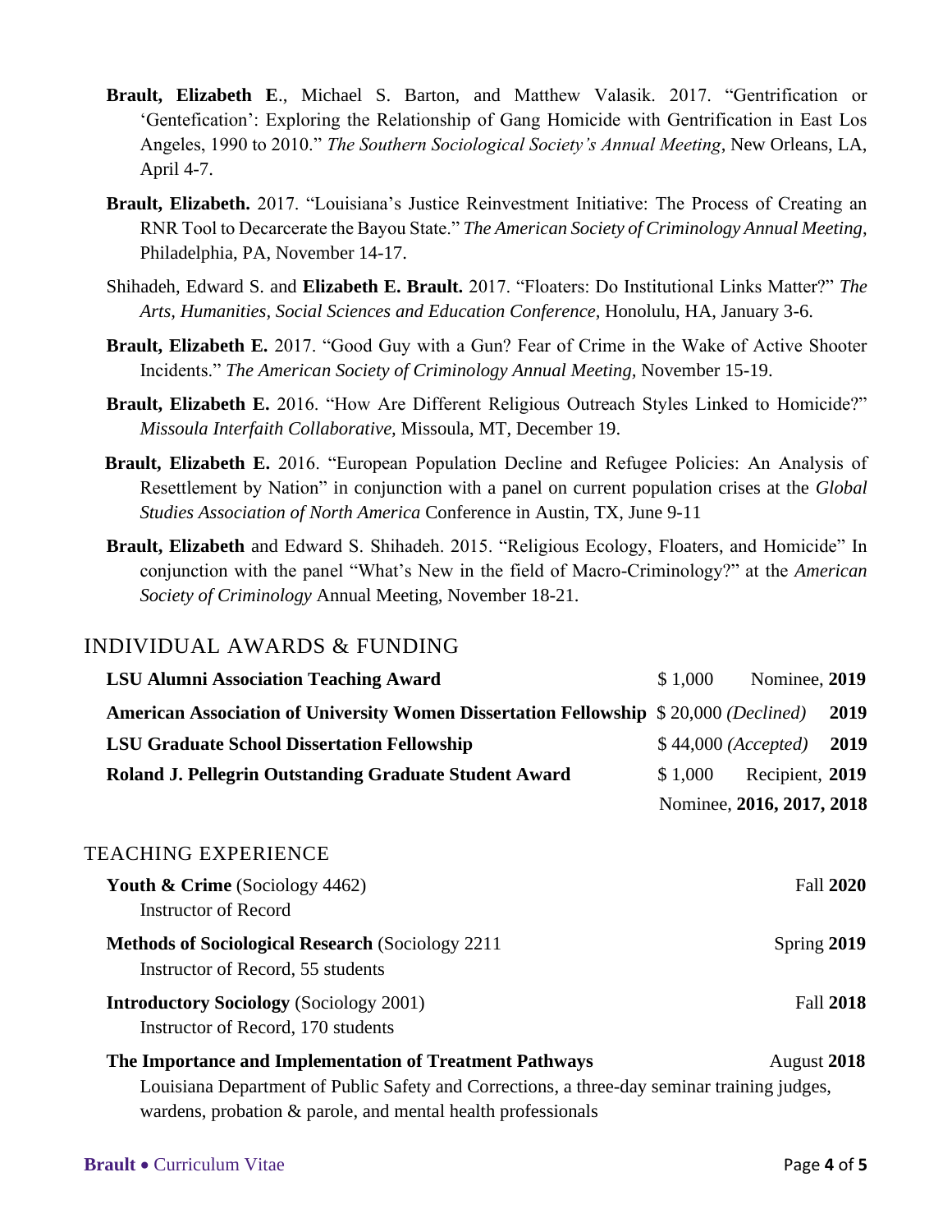**Brault, Elizabeth E**., Michael S. Barton, and Matthew Valasik. 2017. "Gentrification or 'Gentefication': Exploring the Relationship of Gang Homicide with Gentrification in East Los Angeles, 1990 to 2010." *The Southern Sociological Society's Annual Meeting*, New Orleans, LA, April 4-7.

**Brault, Elizabeth.** 2017. "Louisiana's Justice Reinvestment Initiative: The Process of Creating an RNR Tool to Decarcerate the Bayou State." *The American Society of Criminology Annual Meeting*, Philadelphia, PA, November 14-17.

Shihadeh, Edward S. and **Elizabeth E. Brault.** 2017. "Floaters: Do Institutional Links Matter?" *The Arts, Humanities, Social Sciences and Education Conference,* Honolulu, HA, January 3-6.

**Brault, Elizabeth E.** 2017. "Good Guy with a Gun? Fear of Crime in the Wake of Active Shooter Incidents." *The American Society of Criminology Annual Meeting,* November 15-19.

**Brault, Elizabeth E.** 2016. "How Are Different Religious Outreach Styles Linked to Homicide?" *Missoula Interfaith Collaborative,* Missoula, MT, December 19.

**Brault, Elizabeth E.** 2016. "European Population Decline and Refugee Policies: An Analysis of Resettlement by Nation" in conjunction with a panel on current population crises at the *Global Studies Association of North America* Conference in Austin, TX, June 9-11

**Brault, Elizabeth** and Edward S. Shihadeh. 2015. "Religious Ecology, Floaters, and Homicide" In conjunction with the panel "What's New in the field of Macro-Criminology?" at the *American Society of Criminology* Annual Meeting, November 18-21.

## INDIVIDUAL AWARDS & FUNDING

| | | |
|---|---|---|
| **LSU Alumni Association Teaching Award** | $ 1,000 | Nominee, **2019** |
| **American Association of University Women Dissertation Fellowship** | $ 20,000 *(Declined)* | **2019** |
| **LSU Graduate School Dissertation Fellowship** | $ 44,000 *(Accepted)* | **2019** |
| **Roland J. Pellegrin Outstanding Graduate Student Award** | $ 1,000 | Recipient, **2019** |
| | | Nominee, **2016, 2017, 2018** |

## TEACHING EXPERIENCE

**Youth & Crime** (Sociology 4462) — Fall **2020**
Instructor of Record

**Methods of Sociological Research** (Sociology 2211 — Spring **2019**
Instructor of Record, 55 students

**Introductory Sociology** (Sociology 2001) — Fall **2018**
Instructor of Record, 170 students

**The Importance and Implementation of Treatment Pathways** — August **2018**
Louisiana Department of Public Safety and Corrections, a three-day seminar training judges, wardens, probation & parole, and mental health professionals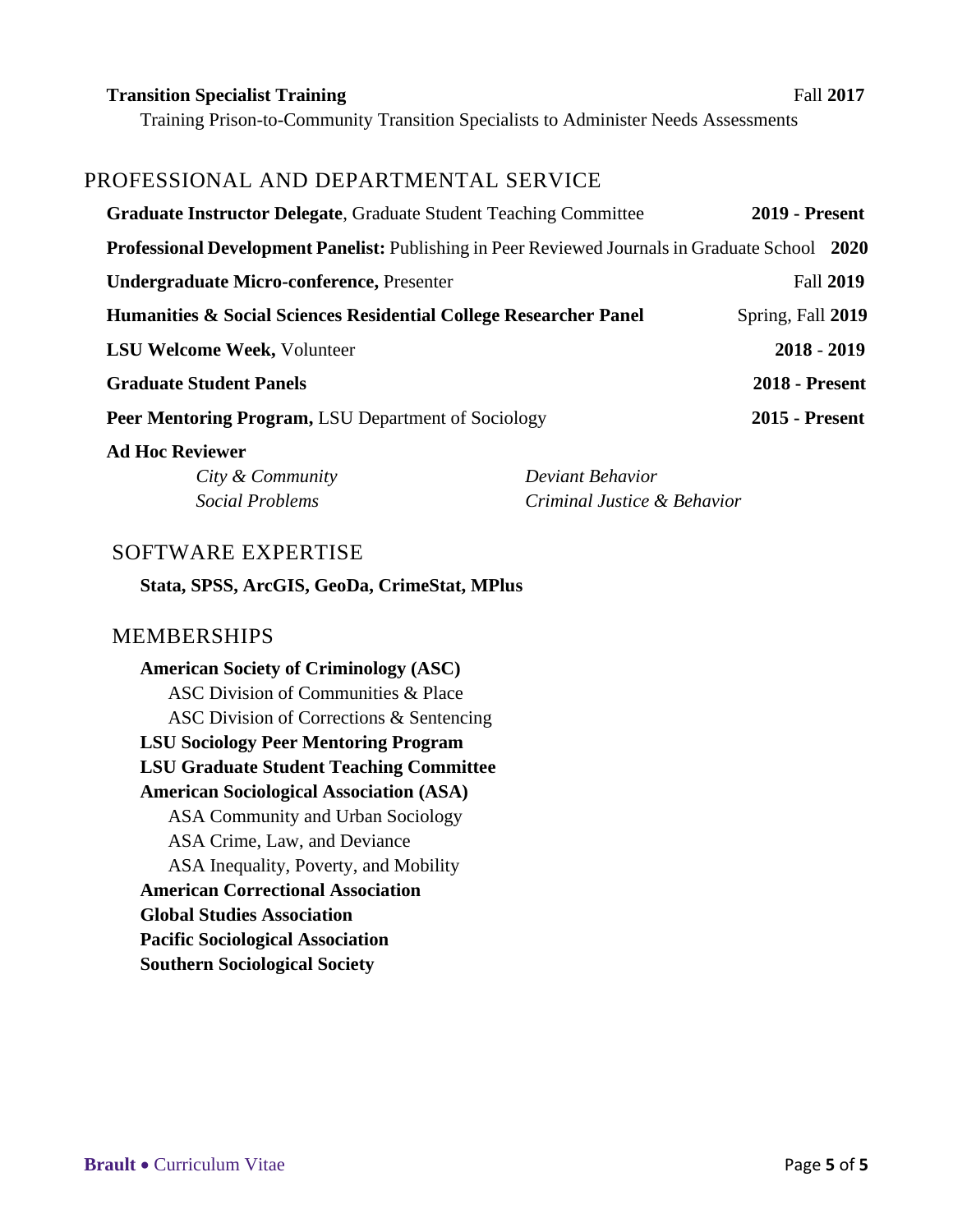**Transition Specialist Training** Fall **2017**

Training Prison-to-Community Transition Specialists to Administer Needs Assessments

## PROFESSIONAL AND DEPARTMENTAL SERVICE

**Graduate Instructor Delegate**, Graduate Student Teaching Committee **2019 - Present**

**Professional Development Panelist:** Publishing in Peer Reviewed Journals in Graduate School **2020**

**Undergraduate Micro-conference,** Presenter Fall **2019**

**Humanities & Social Sciences Residential College Researcher Panel** Spring, Fall **2019**

**LSU Welcome Week,** Volunteer **2018 - 2019**

**Graduate Student Panels** **2018 - Present**

**Peer Mentoring Program,** LSU Department of Sociology **2015 - Present**

**Ad Hoc Reviewer**

- *City & Community*
- *Social Problems*
- *Deviant Behavior*
- *Criminal Justice & Behavior*

## SOFTWARE EXPERTISE

**Stata, SPSS, ArcGIS, GeoDa, CrimeStat, MPlus**

## MEMBERSHIPS

**American Society of Criminology (ASC)**
- ASC Division of Communities & Place
- ASC Division of Corrections & Sentencing

**LSU Sociology Peer Mentoring Program**

**LSU Graduate Student Teaching Committee**

**American Sociological Association (ASA)**
- ASA Community and Urban Sociology
- ASA Crime, Law, and Deviance
- ASA Inequality, Poverty, and Mobility

**American Correctional Association**

**Global Studies Association**

**Pacific Sociological Association**

**Southern Sociological Society**